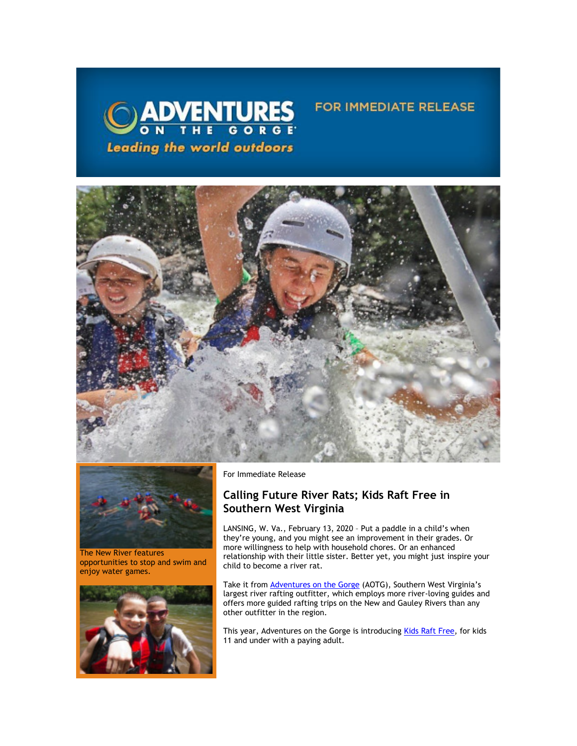ADVENTURES ON THE GORGE

*Leading the world outdoors*

FOR IMMEDIATE RELEASE

The New River features opportunities to stop and swim and enjoy water games.

For Immediate Release

## Calling Future River Rats; Kids Raft Free in Southern West Virginia

LANSING, W. Va., February 13, 2020 – Put a paddle in a child's when they're young, and you might see an improvement in their grades. Or more willingness to help with household chores. Or an enhanced relationship with their little sister. Better yet, you might just inspire your child to become a river rat.

Take it from Adventures on the Gorge (AOTG), Southern West Virginia's largest river rafting outfitter, which employs more river-loving guides and offers more guided rafting trips on the New and Gauley Rivers than any other outfitter in the region.

This year, Adventures on the Gorge is introducing Kids Raft Free, for kids 11 and under with a paying adult.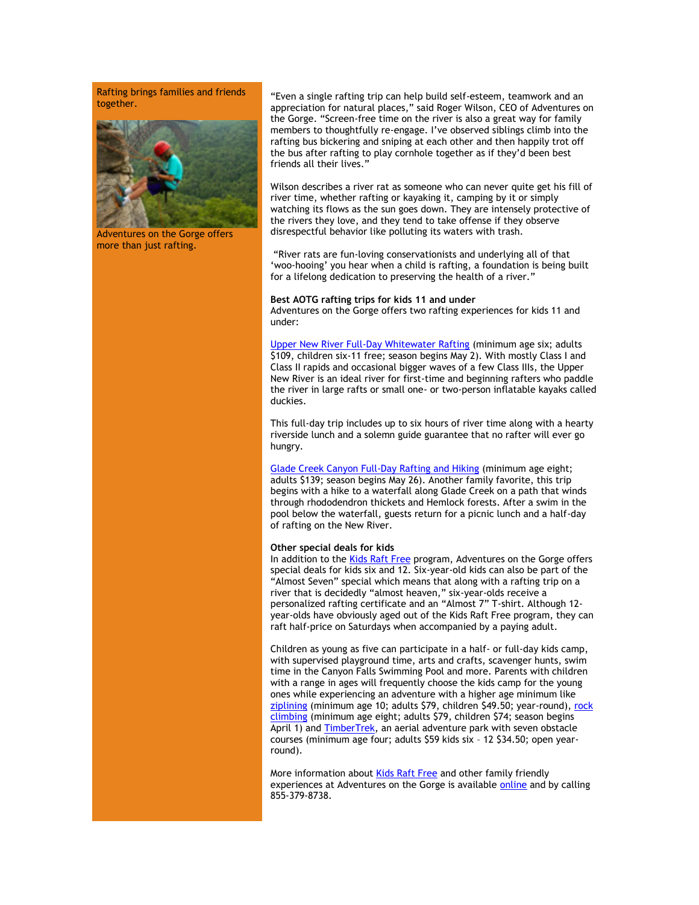Rafting brings families and friends together.

Adventures on the Gorge offers more than just rafting.

"Even a single rafting trip can help build self-esteem, teamwork and an appreciation for natural places," said Roger Wilson, CEO of Adventures on the Gorge. "Screen-free time on the river is also a great way for family members to thoughtfully re-engage. I've observed siblings climb into the rafting bus bickering and sniping at each other and then happily trot off the bus after rafting to play cornhole together as if they'd been best friends all their lives."

Wilson describes a river rat as someone who can never quite get his fill of river time, whether rafting or kayaking it, camping by it or simply watching its flows as the sun goes down. They are intensely protective of the rivers they love, and they tend to take offense if they observe disrespectful behavior like polluting its waters with trash.

"River rats are fun-loving conservationists and underlying all of that 'woo-hooing' you hear when a child is rafting, a foundation is being built for a lifelong dedication to preserving the health of a river."

**Best AOTG rafting trips for kids 11 and under**
Adventures on the Gorge offers two rafting experiences for kids 11 and under:

Upper New River Full-Day Whitewater Rafting (minimum age six; adults $109, children six-11 free; season begins May 2). With mostly Class I and Class II rapids and occasional bigger waves of a few Class IIIs, the Upper New River is an ideal river for first-time and beginning rafters who paddle the river in large rafts or small one- or two-person inflatable kayaks called duckies.

This full-day trip includes up to six hours of river time along with a hearty riverside lunch and a solemn guide guarantee that no rafter will ever go hungry.

Glade Creek Canyon Full-Day Rafting and Hiking (minimum age eight; adults $139; season begins May 26). Another family favorite, this trip begins with a hike to a waterfall along Glade Creek on a path that winds through rhododendron thickets and Hemlock forests. After a swim in the pool below the waterfall, guests return for a picnic lunch and a half-day of rafting on the New River.

**Other special deals for kids**
In addition to the Kids Raft Free program, Adventures on the Gorge offers special deals for kids six and 12. Six-year-old kids can also be part of the "Almost Seven" special which means that along with a rafting trip on a river that is decidedly "almost heaven," six-year-olds receive a personalized rafting certificate and an "Almost 7" T-shirt. Although 12-year-olds have obviously aged out of the Kids Raft Free program, they can raft half-price on Saturdays when accompanied by a paying adult.

Children as young as five can participate in a half- or full-day kids camp, with supervised playground time, arts and crafts, scavenger hunts, swim time in the Canyon Falls Swimming Pool and more. Parents with children with a range in ages will frequently choose the kids camp for the young ones while experiencing an adventure with a higher age minimum like ziplining (minimum age 10; adults $79, children $49.50; year-round), rock climbing (minimum age eight; adults $79, children $74; season begins April 1) and TimberTrek, an aerial adventure park with seven obstacle courses (minimum age four; adults $59 kids six – 12 $34.50; open year-round).

More information about Kids Raft Free and other family friendly experiences at Adventures on the Gorge is available online and by calling 855-379-8738.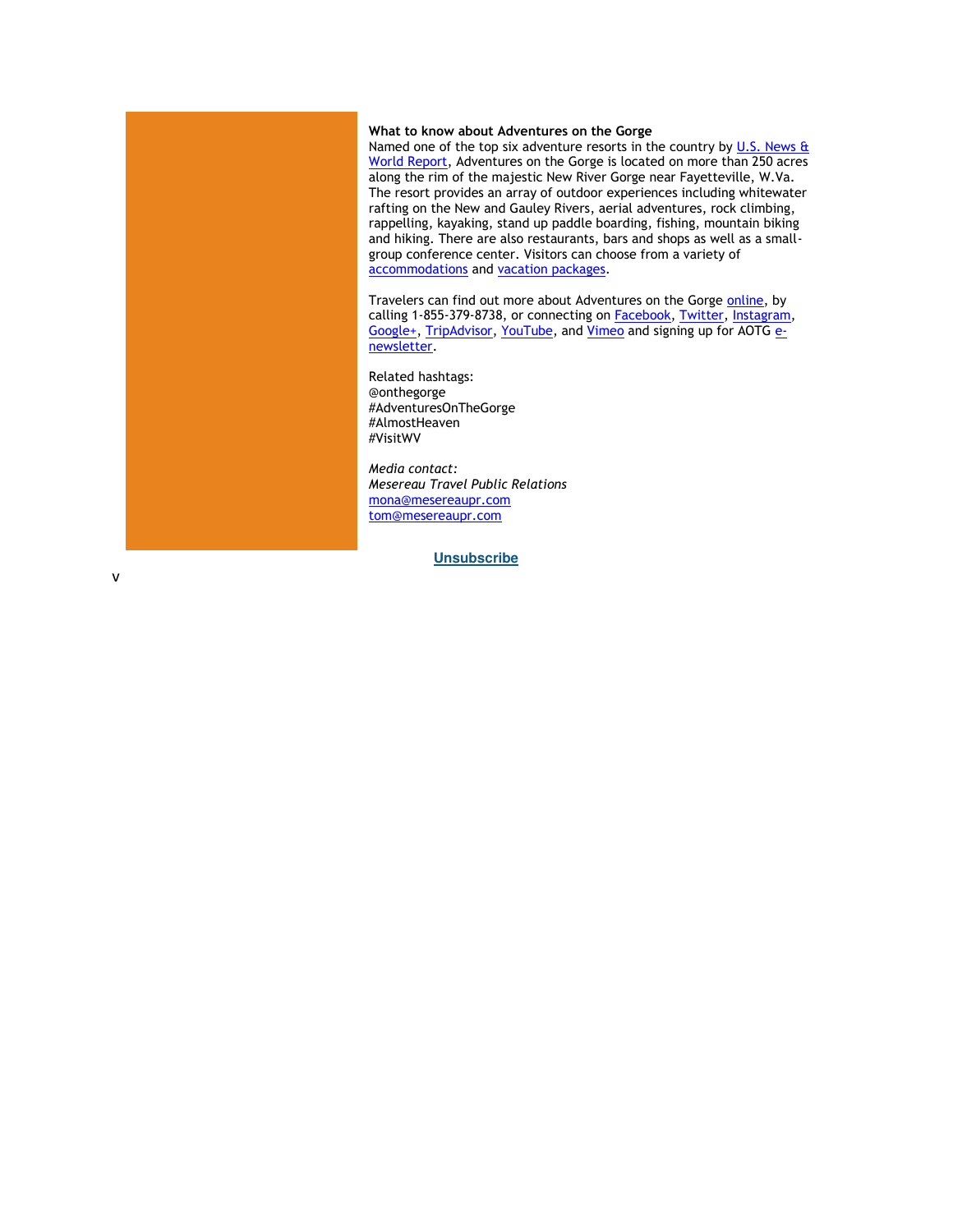**What to know about Adventures on the Gorge**

Named one of the top six adventure resorts in the country by U.S. News & World Report, Adventures on the Gorge is located on more than 250 acres along the rim of the majestic New River Gorge near Fayetteville, W.Va. The resort provides an array of outdoor experiences including whitewater rafting on the New and Gauley Rivers, aerial adventures, rock climbing, rappelling, kayaking, stand up paddle boarding, fishing, mountain biking and hiking. There are also restaurants, bars and shops as well as a small-group conference center. Visitors can choose from a variety of accommodations and vacation packages.

Travelers can find out more about Adventures on the Gorge online, by calling 1-855-379-8738, or connecting on Facebook, Twitter, Instagram, Google+, TripAdvisor, YouTube, and Vimeo and signing up for AOTG e-newsletter.

Related hashtags:
@onthegorge
#AdventuresOnTheGorge
#AlmostHeaven
#VisitWV

*Media contact:*
*Mesereau Travel Public Relations*
mona@mesereaupr.com
tom@mesereaupr.com

**Unsubscribe**

v